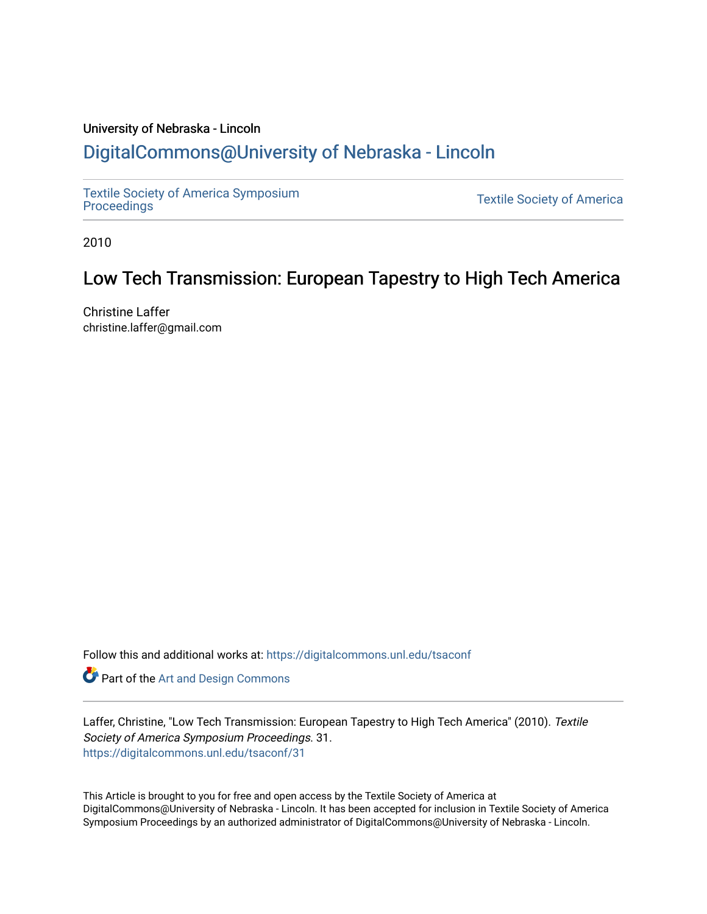University of Nebraska - Lincoln

## DigitalCommons@University of Nebraska - Lincoln

Textile Society of America Symposium Proceedings | Textile Society of America

2010

# Low Tech Transmission: European Tapestry to High Tech America

Christine Laffer
christine.laffer@gmail.com

Follow this and additional works at: https://digitalcommons.unl.edu/tsaconf

Part of the Art and Design Commons

Laffer, Christine, "Low Tech Transmission: European Tapestry to High Tech America" (2010). *Textile Society of America Symposium Proceedings*. 31.
https://digitalcommons.unl.edu/tsaconf/31

This Article is brought to you for free and open access by the Textile Society of America at DigitalCommons@University of Nebraska - Lincoln. It has been accepted for inclusion in Textile Society of America Symposium Proceedings by an authorized administrator of DigitalCommons@University of Nebraska - Lincoln.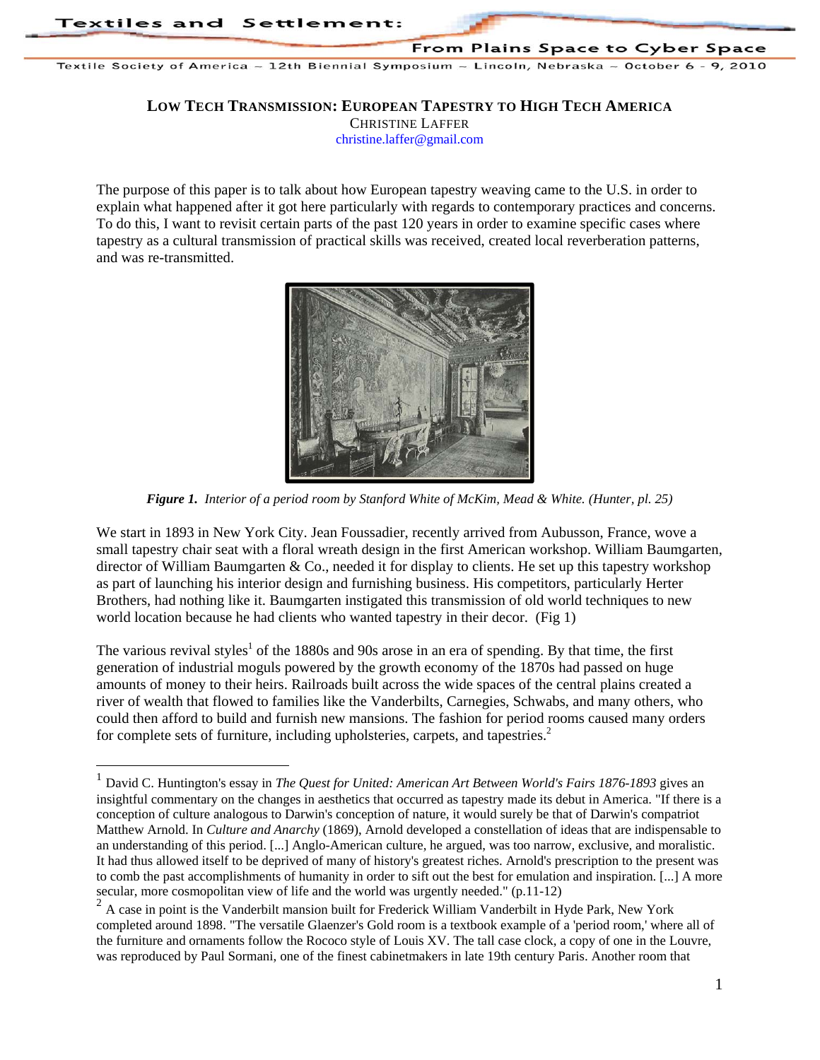# LOW TECH TRANSMISSION: EUROPEAN TAPESTRY TO HIGH TECH AMERICA

CHRISTINE LAFFER

christine.laffer@gmail.com

The purpose of this paper is to talk about how European tapestry weaving came to the U.S. in order to explain what happened after it got here particularly with regards to contemporary practices and concerns. To do this, I want to revisit certain parts of the past 120 years in order to examine specific cases where tapestry as a cultural transmission of practical skills was received, created local reverberation patterns, and was re-transmitted.

***Figure 1.*** *Interior of a period room by Stanford White of McKim, Mead & White. (Hunter, pl. 25)*

We start in 1893 in New York City. Jean Foussadier, recently arrived from Aubusson, France, wove a small tapestry chair seat with a floral wreath design in the first American workshop. William Baumgarten, director of William Baumgarten & Co., needed it for display to clients. He set up this tapestry workshop as part of launching his interior design and furnishing business. His competitors, particularly Herter Brothers, had nothing like it. Baumgarten instigated this transmission of old world techniques to new world location because he had clients who wanted tapestry in their decor. (Fig 1)

The various revival styles[1] of the 1880s and 90s arose in an era of spending. By that time, the first generation of industrial moguls powered by the growth economy of the 1870s had passed on huge amounts of money to their heirs. Railroads built across the wide spaces of the central plains created a river of wealth that flowed to families like the Vanderbilts, Carnegies, Schwabs, and many others, who could then afford to build and furnish new mansions. The fashion for period rooms caused many orders for complete sets of furniture, including upholsteries, carpets, and tapestries.[2]

---

[1] David C. Huntington's essay in *The Quest for United: American Art Between World's Fairs 1876-1893* gives an insightful commentary on the changes in aesthetics that occurred as tapestry made its debut in America. "If there is a conception of culture analogous to Darwin's conception of nature, it would surely be that of Darwin's compatriot Matthew Arnold. In *Culture and Anarchy* (1869), Arnold developed a constellation of ideas that are indispensable to an understanding of this period. [...] Anglo-American culture, he argued, was too narrow, exclusive, and moralistic. It had thus allowed itself to be deprived of many of history's greatest riches. Arnold's prescription to the present was to comb the past accomplishments of humanity in order to sift out the best for emulation and inspiration. [...] A more secular, more cosmopolitan view of life and the world was urgently needed." (p.11-12)

[2] A case in point is the Vanderbilt mansion built for Frederick William Vanderbilt in Hyde Park, New York completed around 1898. "The versatile Glaenzer's Gold room is a textbook example of a 'period room,' where all of the furniture and ornaments follow the Rococo style of Louis XV. The tall case clock, a copy of one in the Louvre, was reproduced by Paul Sormani, one of the finest cabinetmakers in late 19th century Paris. Another room that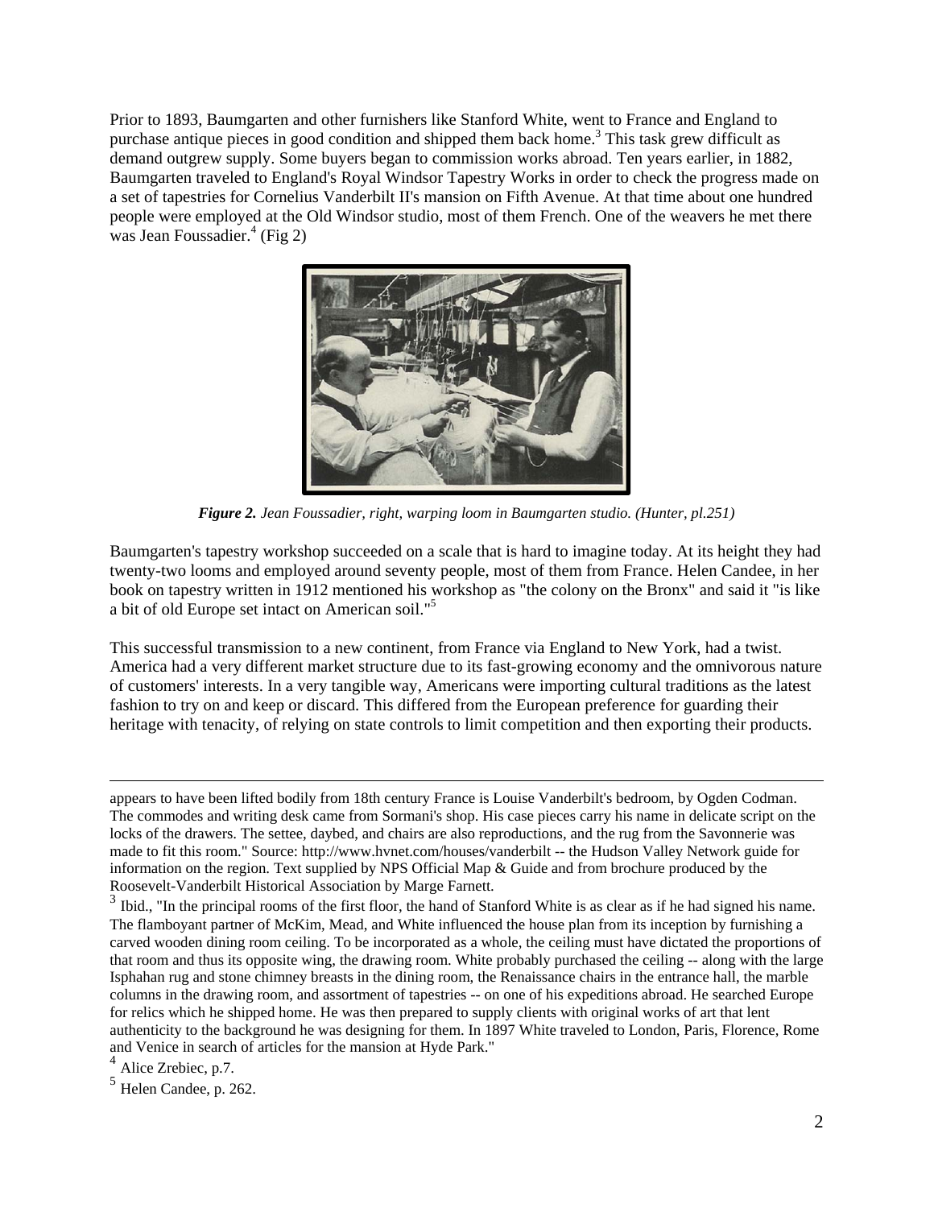Prior to 1893, Baumgarten and other furnishers like Stanford White, went to France and England to purchase antique pieces in good condition and shipped them back home.[3] This task grew difficult as demand outgrew supply. Some buyers began to commission works abroad. Ten years earlier, in 1882, Baumgarten traveled to England's Royal Windsor Tapestry Works in order to check the progress made on a set of tapestries for Cornelius Vanderbilt II's mansion on Fifth Avenue. At that time about one hundred people were employed at the Old Windsor studio, most of them French. One of the weavers he met there was Jean Foussadier.[4] (Fig 2)

***Figure 2.*** *Jean Foussadier, right, warping loom in Baumgarten studio. (Hunter, pl.251)*

Baumgarten's tapestry workshop succeeded on a scale that is hard to imagine today. At its height they had twenty-two looms and employed around seventy people, most of them from France. Helen Candee, in her book on tapestry written in 1912 mentioned his workshop as "the colony on the Bronx" and said it "is like a bit of old Europe set intact on American soil."[5]

This successful transmission to a new continent, from France via England to New York, had a twist. America had a very different market structure due to its fast-growing economy and the omnivorous nature of customers' interests. In a very tangible way, Americans were importing cultural traditions as the latest fashion to try on and keep or discard. This differed from the European preference for guarding their heritage with tenacity, of relying on state controls to limit competition and then exporting their products.

---

appears to have been lifted bodily from 18th century France is Louise Vanderbilt's bedroom, by Ogden Codman. The commodes and writing desk came from Sormani's shop. His case pieces carry his name in delicate script on the locks of the drawers. The settee, daybed, and chairs are also reproductions, and the rug from the Savonnerie was made to fit this room." Source: http://www.hvnet.com/houses/vanderbilt -- the Hudson Valley Network guide for information on the region. Text supplied by NPS Official Map & Guide and from brochure produced by the Roosevelt-Vanderbilt Historical Association by Marge Farnett.

[3] Ibid., "In the principal rooms of the first floor, the hand of Stanford White is as clear as if he had signed his name. The flamboyant partner of McKim, Mead, and White influenced the house plan from its inception by furnishing a carved wooden dining room ceiling. To be incorporated as a whole, the ceiling must have dictated the proportions of that room and thus its opposite wing, the drawing room. White probably purchased the ceiling -- along with the large Isphahan rug and stone chimney breasts in the dining room, the Renaissance chairs in the entrance hall, the marble columns in the drawing room, and assortment of tapestries -- on one of his expeditions abroad. He searched Europe for relics which he shipped home. He was then prepared to supply clients with original works of art that lent authenticity to the background he was designing for them. In 1897 White traveled to London, Paris, Florence, Rome and Venice in search of articles for the mansion at Hyde Park."

[4] Alice Zrebiec, p.7.

[5] Helen Candee, p. 262.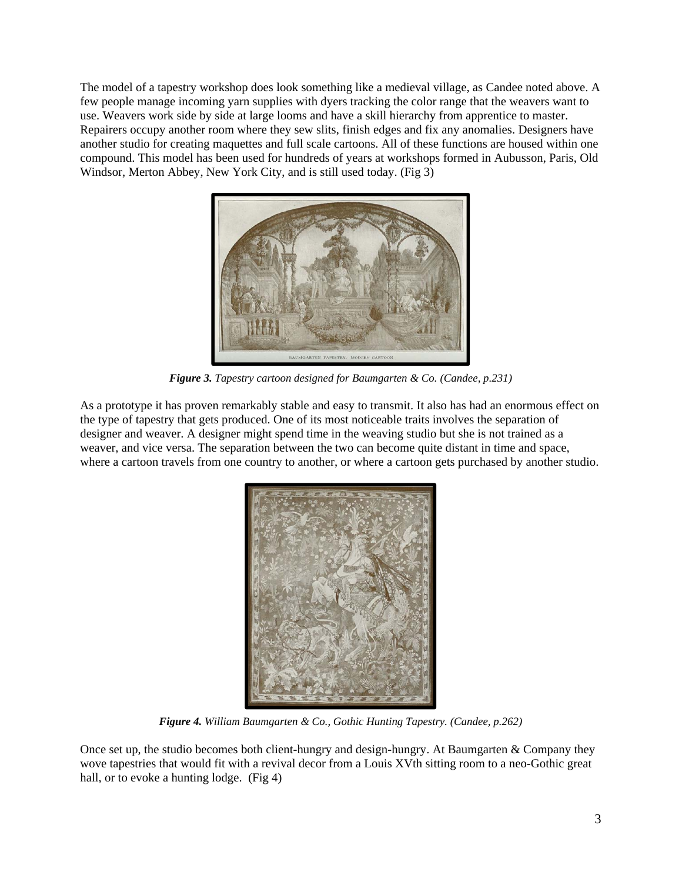The model of a tapestry workshop does look something like a medieval village, as Candee noted above. A few people manage incoming yarn supplies with dyers tracking the color range that the weavers want to use. Weavers work side by side at large looms and have a skill hierarchy from apprentice to master. Repairers occupy another room where they sew slits, finish edges and fix any anomalies. Designers have another studio for creating maquettes and full scale cartoons. All of these functions are housed within one compound. This model has been used for hundreds of years at workshops formed in Aubusson, Paris, Old Windsor, Merton Abbey, New York City, and is still used today. (Fig 3)

***Figure 3.*** *Tapestry cartoon designed for Baumgarten & Co. (Candee, p.231)*

As a prototype it has proven remarkably stable and easy to transmit. It also has had an enormous effect on the type of tapestry that gets produced. One of its most noticeable traits involves the separation of designer and weaver. A designer might spend time in the weaving studio but she is not trained as a weaver, and vice versa. The separation between the two can become quite distant in time and space, where a cartoon travels from one country to another, or where a cartoon gets purchased by another studio.

***Figure 4.*** *William Baumgarten & Co., Gothic Hunting Tapestry. (Candee, p.262)*

Once set up, the studio becomes both client-hungry and design-hungry. At Baumgarten & Company they wove tapestries that would fit with a revival decor from a Louis XVth sitting room to a neo-Gothic great hall, or to evoke a hunting lodge. (Fig 4)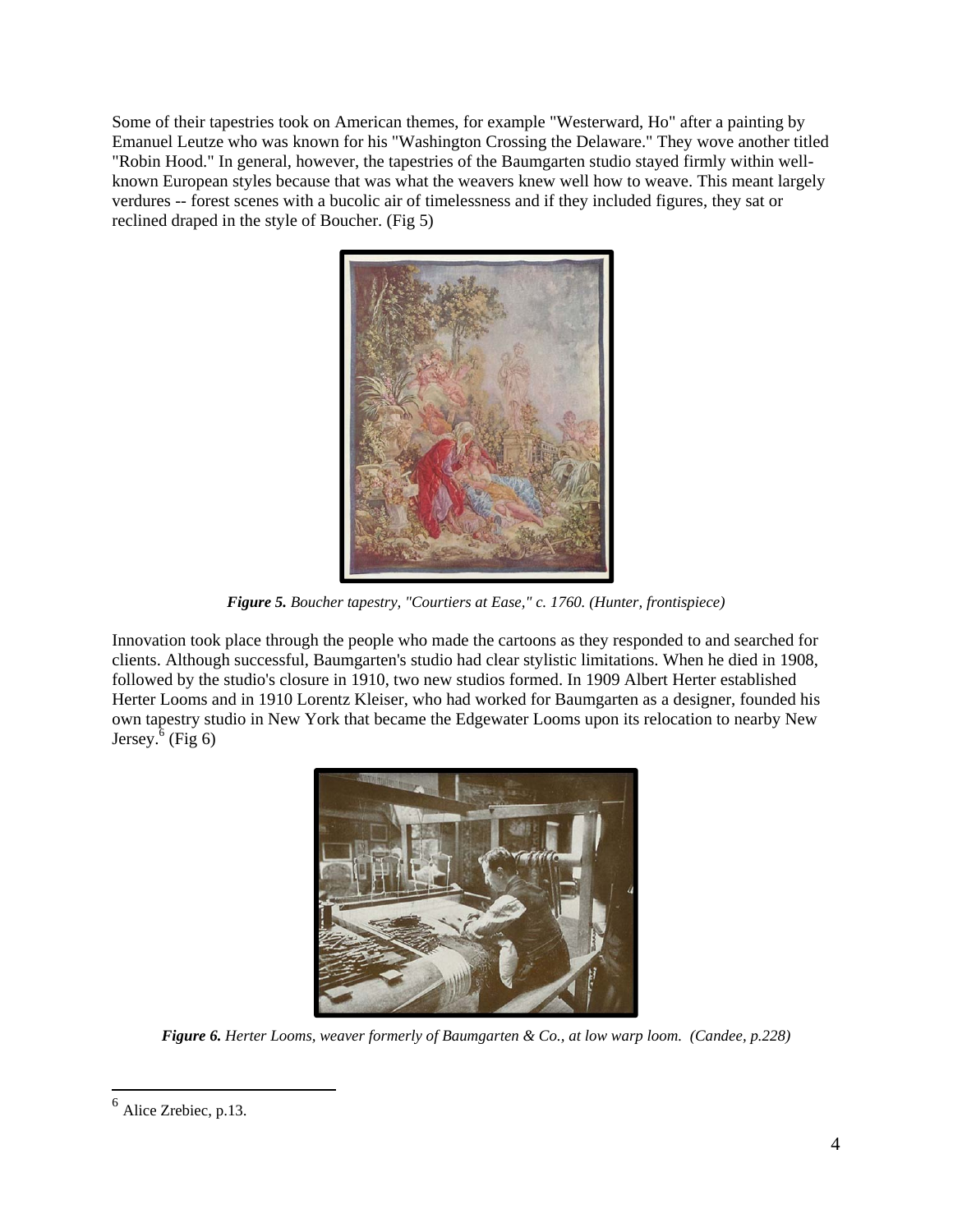Some of their tapestries took on American themes, for example "Westerward, Ho" after a painting by Emanuel Leutze who was known for his "Washington Crossing the Delaware." They wove another titled "Robin Hood." In general, however, the tapestries of the Baumgarten studio stayed firmly within well-known European styles because that was what the weavers knew well how to weave. This meant largely verdures -- forest scenes with a bucolic air of timelessness and if they included figures, they sat or reclined draped in the style of Boucher. (Fig 5)

***Figure 5.*** *Boucher tapestry, "Courtiers at Ease," c. 1760. (Hunter, frontispiece)*

Innovation took place through the people who made the cartoons as they responded to and searched for clients. Although successful, Baumgarten's studio had clear stylistic limitations. When he died in 1908, followed by the studio's closure in 1910, two new studios formed. In 1909 Albert Herter established Herter Looms and in 1910 Lorentz Kleiser, who had worked for Baumgarten as a designer, founded his own tapestry studio in New York that became the Edgewater Looms upon its relocation to nearby New Jersey.[6] (Fig 6)

***Figure 6.*** *Herter Looms, weaver formerly of Baumgarten & Co., at low warp loom. (Candee, p.228)*

---

[6] Alice Zrebiec, p.13.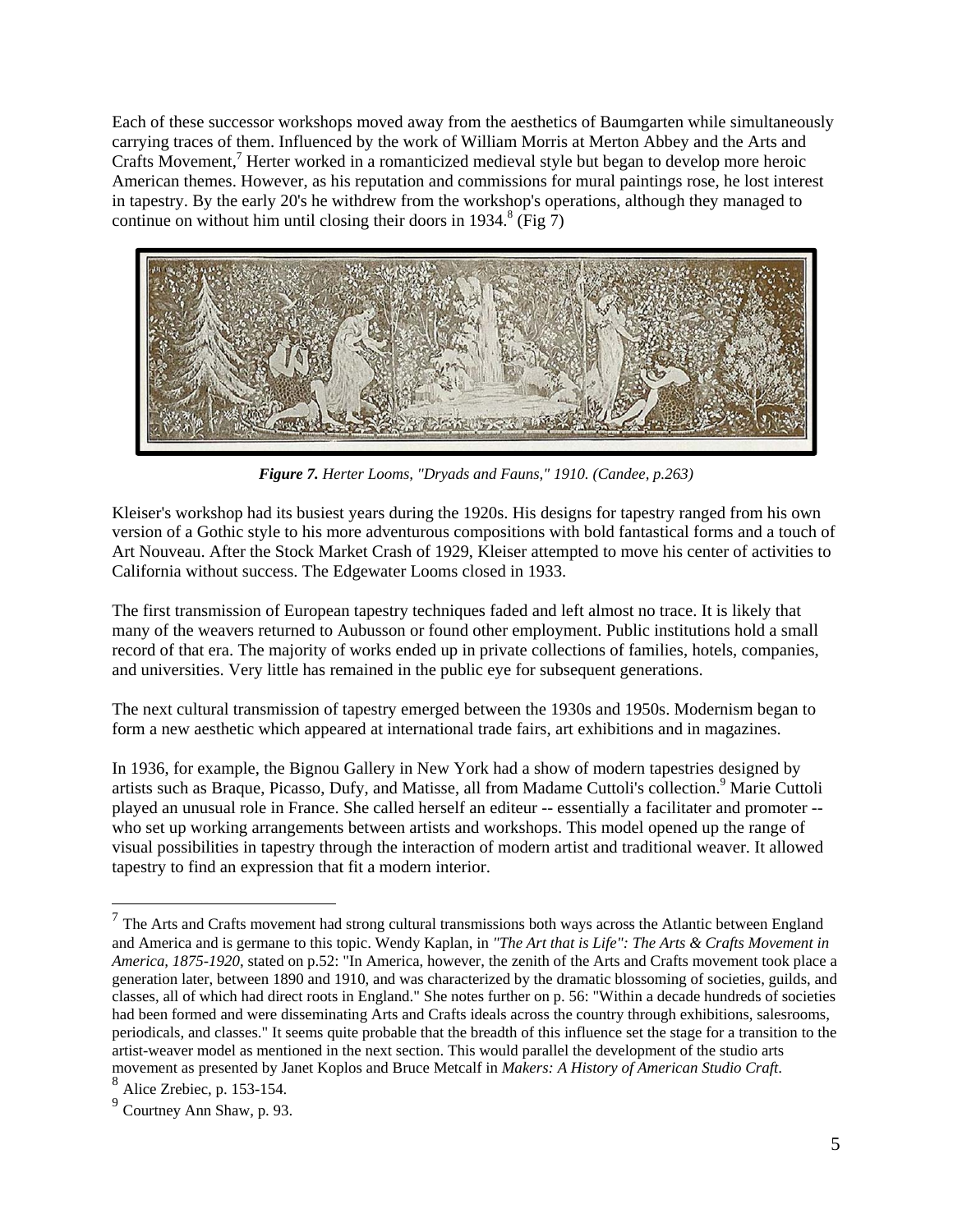Each of these successor workshops moved away from the aesthetics of Baumgarten while simultaneously carrying traces of them. Influenced by the work of William Morris at Merton Abbey and the Arts and Crafts Movement,[7] Herter worked in a romanticized medieval style but began to develop more heroic American themes. However, as his reputation and commissions for mural paintings rose, he lost interest in tapestry. By the early 20's he withdrew from the workshop's operations, although they managed to continue on without him until closing their doors in 1934.[8] (Fig 7)

***Figure 7.*** *Herter Looms, "Dryads and Fauns," 1910. (Candee, p.263)*

Kleiser's workshop had its busiest years during the 1920s. His designs for tapestry ranged from his own version of a Gothic style to his more adventurous compositions with bold fantastical forms and a touch of Art Nouveau. After the Stock Market Crash of 1929, Kleiser attempted to move his center of activities to California without success. The Edgewater Looms closed in 1933.

The first transmission of European tapestry techniques faded and left almost no trace. It is likely that many of the weavers returned to Aubusson or found other employment. Public institutions hold a small record of that era. The majority of works ended up in private collections of families, hotels, companies, and universities. Very little has remained in the public eye for subsequent generations.

The next cultural transmission of tapestry emerged between the 1930s and 1950s. Modernism began to form a new aesthetic which appeared at international trade fairs, art exhibitions and in magazines.

In 1936, for example, the Bignou Gallery in New York had a show of modern tapestries designed by artists such as Braque, Picasso, Dufy, and Matisse, all from Madame Cuttoli's collection.[9] Marie Cuttoli played an unusual role in France. She called herself an editeur -- essentially a facilitater and promoter -- who set up working arrangements between artists and workshops. This model opened up the range of visual possibilities in tapestry through the interaction of modern artist and traditional weaver. It allowed tapestry to find an expression that fit a modern interior.

---

[7] The Arts and Crafts movement had strong cultural transmissions both ways across the Atlantic between England and America and is germane to this topic. Wendy Kaplan, in *"The Art that is Life": The Arts & Crafts Movement in America, 1875-1920*, stated on p.52: "In America, however, the zenith of the Arts and Crafts movement took place a generation later, between 1890 and 1910, and was characterized by the dramatic blossoming of societies, guilds, and classes, all of which had direct roots in England." She notes further on p. 56: "Within a decade hundreds of societies had been formed and were disseminating Arts and Crafts ideals across the country through exhibitions, salesrooms, periodicals, and classes." It seems quite probable that the breadth of this influence set the stage for a transition to the artist-weaver model as mentioned in the next section. This would parallel the development of the studio arts movement as presented by Janet Koplos and Bruce Metcalf in *Makers: A History of American Studio Craft*.

[8] Alice Zrebiec, p. 153-154.

[9] Courtney Ann Shaw, p. 93.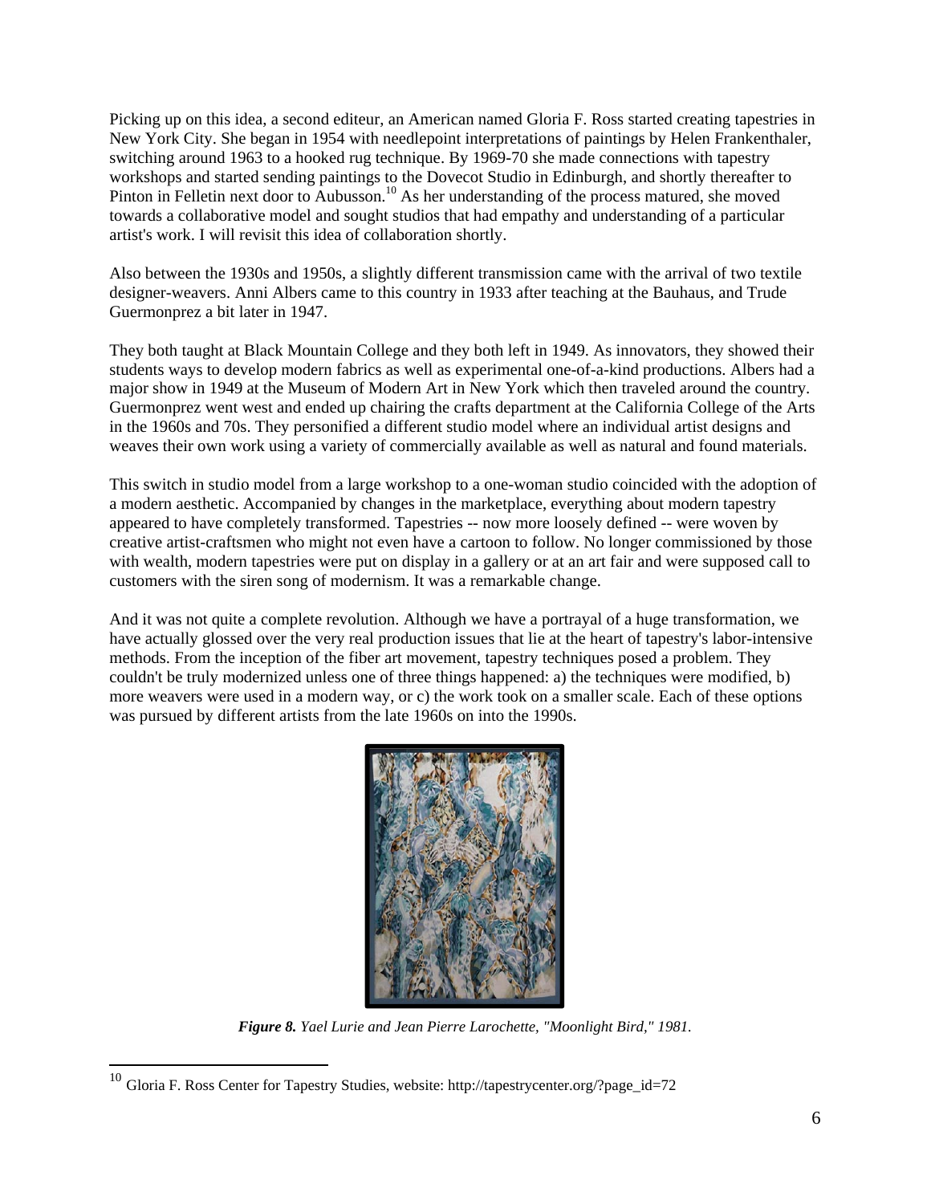Picking up on this idea, a second editeur, an American named Gloria F. Ross started creating tapestries in New York City. She began in 1954 with needlepoint interpretations of paintings by Helen Frankenthaler, switching around 1963 to a hooked rug technique. By 1969-70 she made connections with tapestry workshops and started sending paintings to the Dovecot Studio in Edinburgh, and shortly thereafter to Pinton in Felletin next door to Aubusson.[10] As her understanding of the process matured, she moved towards a collaborative model and sought studios that had empathy and understanding of a particular artist's work. I will revisit this idea of collaboration shortly.

Also between the 1930s and 1950s, a slightly different transmission came with the arrival of two textile designer-weavers. Anni Albers came to this country in 1933 after teaching at the Bauhaus, and Trude Guermonprez a bit later in 1947.

They both taught at Black Mountain College and they both left in 1949. As innovators, they showed their students ways to develop modern fabrics as well as experimental one-of-a-kind productions. Albers had a major show in 1949 at the Museum of Modern Art in New York which then traveled around the country. Guermonprez went west and ended up chairing the crafts department at the California College of the Arts in the 1960s and 70s. They personified a different studio model where an individual artist designs and weaves their own work using a variety of commercially available as well as natural and found materials.

This switch in studio model from a large workshop to a one-woman studio coincided with the adoption of a modern aesthetic. Accompanied by changes in the marketplace, everything about modern tapestry appeared to have completely transformed. Tapestries -- now more loosely defined -- were woven by creative artist-craftsmen who might not even have a cartoon to follow. No longer commissioned by those with wealth, modern tapestries were put on display in a gallery or at an art fair and were supposed call to customers with the siren song of modernism. It was a remarkable change.

And it was not quite a complete revolution. Although we have a portrayal of a huge transformation, we have actually glossed over the very real production issues that lie at the heart of tapestry's labor-intensive methods. From the inception of the fiber art movement, tapestry techniques posed a problem. They couldn't be truly modernized unless one of three things happened: a) the techniques were modified, b) more weavers were used in a modern way, or c) the work took on a smaller scale. Each of these options was pursued by different artists from the late 1960s on into the 1990s.

***Figure 8.*** *Yael Lurie and Jean Pierre Larochette, "Moonlight Bird," 1981.*

[10] Gloria F. Ross Center for Tapestry Studies, website: http://tapestrycenter.org/?page_id=72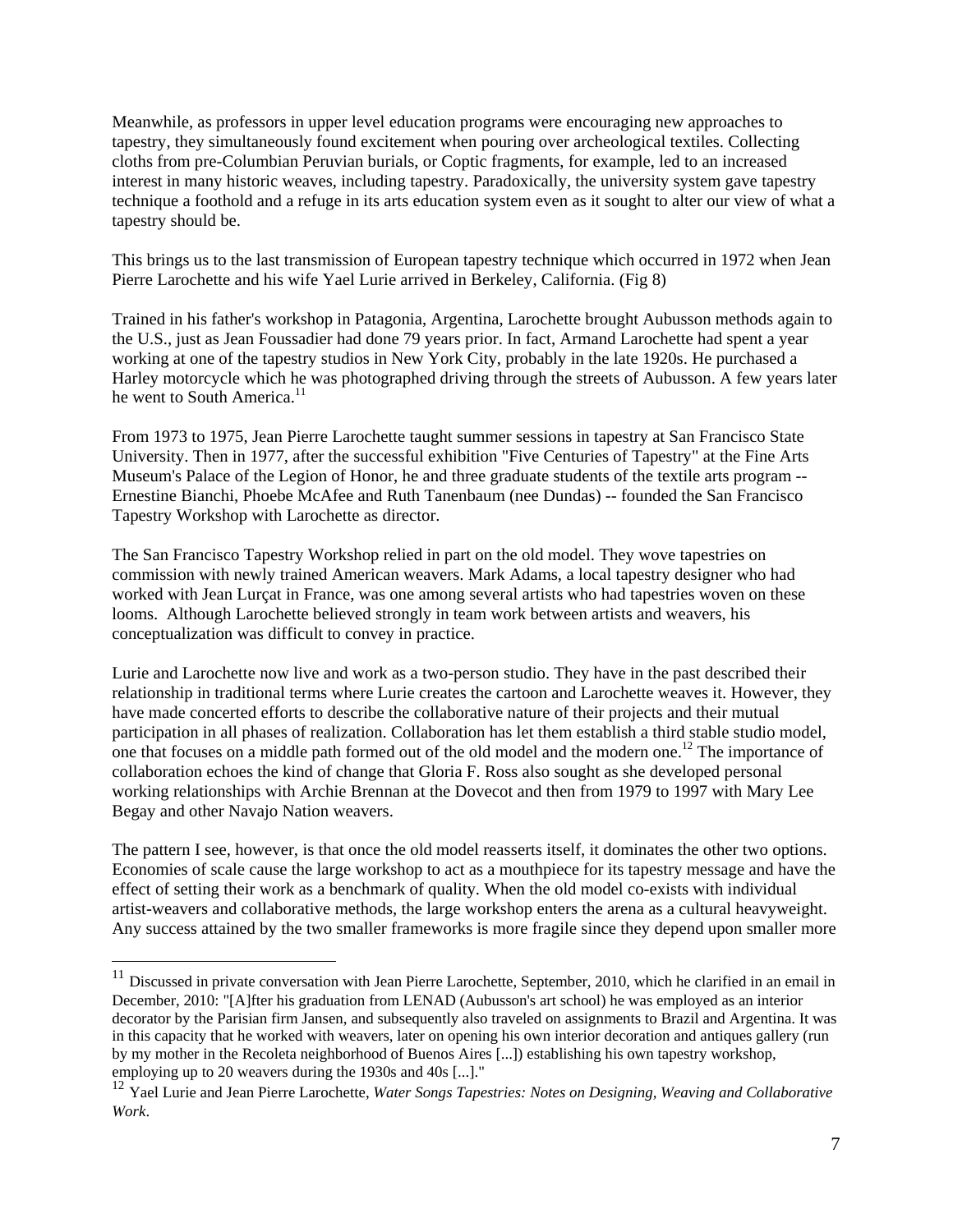Meanwhile, as professors in upper level education programs were encouraging new approaches to tapestry, they simultaneously found excitement when pouring over archeological textiles. Collecting cloths from pre-Columbian Peruvian burials, or Coptic fragments, for example, led to an increased interest in many historic weaves, including tapestry. Paradoxically, the university system gave tapestry technique a foothold and a refuge in its arts education system even as it sought to alter our view of what a tapestry should be.

This brings us to the last transmission of European tapestry technique which occurred in 1972 when Jean Pierre Larochette and his wife Yael Lurie arrived in Berkeley, California. (Fig 8)

Trained in his father's workshop in Patagonia, Argentina, Larochette brought Aubusson methods again to the U.S., just as Jean Foussadier had done 79 years prior. In fact, Armand Larochette had spent a year working at one of the tapestry studios in New York City, probably in the late 1920s. He purchased a Harley motorcycle which he was photographed driving through the streets of Aubusson. A few years later he went to South America.[11]

From 1973 to 1975, Jean Pierre Larochette taught summer sessions in tapestry at San Francisco State University. Then in 1977, after the successful exhibition "Five Centuries of Tapestry" at the Fine Arts Museum's Palace of the Legion of Honor, he and three graduate students of the textile arts program -- Ernestine Bianchi, Phoebe McAfee and Ruth Tanenbaum (nee Dundas) -- founded the San Francisco Tapestry Workshop with Larochette as director.

The San Francisco Tapestry Workshop relied in part on the old model. They wove tapestries on commission with newly trained American weavers. Mark Adams, a local tapestry designer who had worked with Jean Lurçat in France, was one among several artists who had tapestries woven on these looms. Although Larochette believed strongly in team work between artists and weavers, his conceptualization was difficult to convey in practice.

Lurie and Larochette now live and work as a two-person studio. They have in the past described their relationship in traditional terms where Lurie creates the cartoon and Larochette weaves it. However, they have made concerted efforts to describe the collaborative nature of their projects and their mutual participation in all phases of realization. Collaboration has let them establish a third stable studio model, one that focuses on a middle path formed out of the old model and the modern one.[12] The importance of collaboration echoes the kind of change that Gloria F. Ross also sought as she developed personal working relationships with Archie Brennan at the Dovecot and then from 1979 to 1997 with Mary Lee Begay and other Navajo Nation weavers.

The pattern I see, however, is that once the old model reasserts itself, it dominates the other two options. Economies of scale cause the large workshop to act as a mouthpiece for its tapestry message and have the effect of setting their work as a benchmark of quality. When the old model co-exists with individual artist-weavers and collaborative methods, the large workshop enters the arena as a cultural heavyweight. Any success attained by the two smaller frameworks is more fragile since they depend upon smaller more

---

[11] Discussed in private conversation with Jean Pierre Larochette, September, 2010, which he clarified in an email in December, 2010: "[A]fter his graduation from LENAD (Aubusson's art school) he was employed as an interior decorator by the Parisian firm Jansen, and subsequently also traveled on assignments to Brazil and Argentina. It was in this capacity that he worked with weavers, later on opening his own interior decoration and antiques gallery (run by my mother in the Recoleta neighborhood of Buenos Aires [...]) establishing his own tapestry workshop, employing up to 20 weavers during the 1930s and 40s [...]."

[12] Yael Lurie and Jean Pierre Larochette, *Water Songs Tapestries: Notes on Designing, Weaving and Collaborative Work*.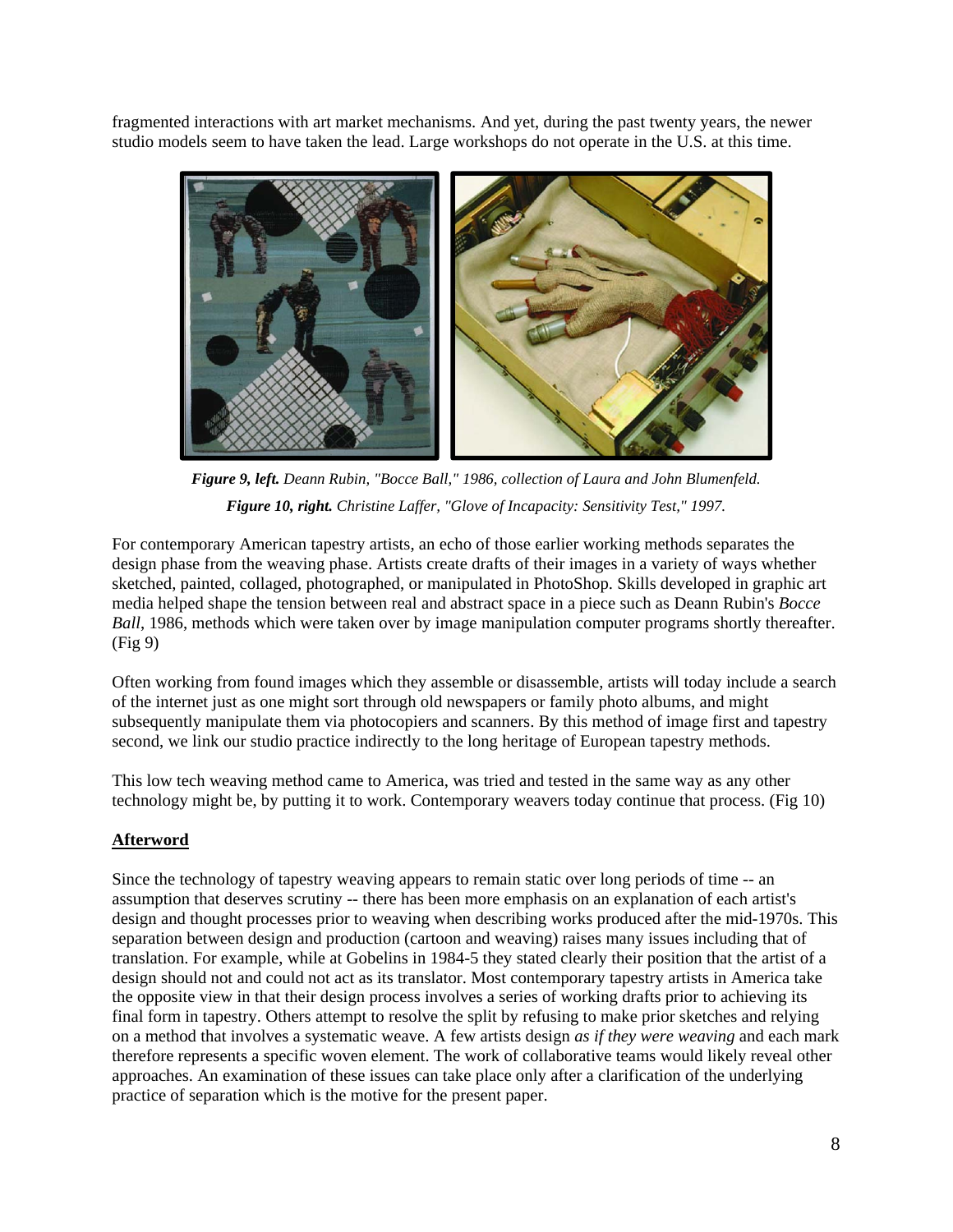fragmented interactions with art market mechanisms. And yet, during the past twenty years, the newer studio models seem to have taken the lead. Large workshops do not operate in the U.S. at this time.

***Figure 9, left.*** *Deann Rubin, "Bocce Ball," 1986, collection of Laura and John Blumenfeld.*

***Figure 10, right.*** *Christine Laffer, "Glove of Incapacity: Sensitivity Test," 1997.*

For contemporary American tapestry artists, an echo of those earlier working methods separates the design phase from the weaving phase. Artists create drafts of their images in a variety of ways whether sketched, painted, collaged, photographed, or manipulated in PhotoShop. Skills developed in graphic art media helped shape the tension between real and abstract space in a piece such as Deann Rubin's *Bocce Ball*, 1986, methods which were taken over by image manipulation computer programs shortly thereafter. (Fig 9)

Often working from found images which they assemble or disassemble, artists will today include a search of the internet just as one might sort through old newspapers or family photo albums, and might subsequently manipulate them via photocopiers and scanners. By this method of image first and tapestry second, we link our studio practice indirectly to the long heritage of European tapestry methods.

This low tech weaving method came to America, was tried and tested in the same way as any other technology might be, by putting it to work. Contemporary weavers today continue that process. (Fig 10)

## Afterword

Since the technology of tapestry weaving appears to remain static over long periods of time -- an assumption that deserves scrutiny -- there has been more emphasis on an explanation of each artist's design and thought processes prior to weaving when describing works produced after the mid-1970s. This separation between design and production (cartoon and weaving) raises many issues including that of translation. For example, while at Gobelins in 1984-5 they stated clearly their position that the artist of a design should not and could not act as its translator. Most contemporary tapestry artists in America take the opposite view in that their design process involves a series of working drafts prior to achieving its final form in tapestry. Others attempt to resolve the split by refusing to make prior sketches and relying on a method that involves a systematic weave. A few artists design *as if they were weaving* and each mark therefore represents a specific woven element. The work of collaborative teams would likely reveal other approaches. An examination of these issues can take place only after a clarification of the underlying practice of separation which is the motive for the present paper.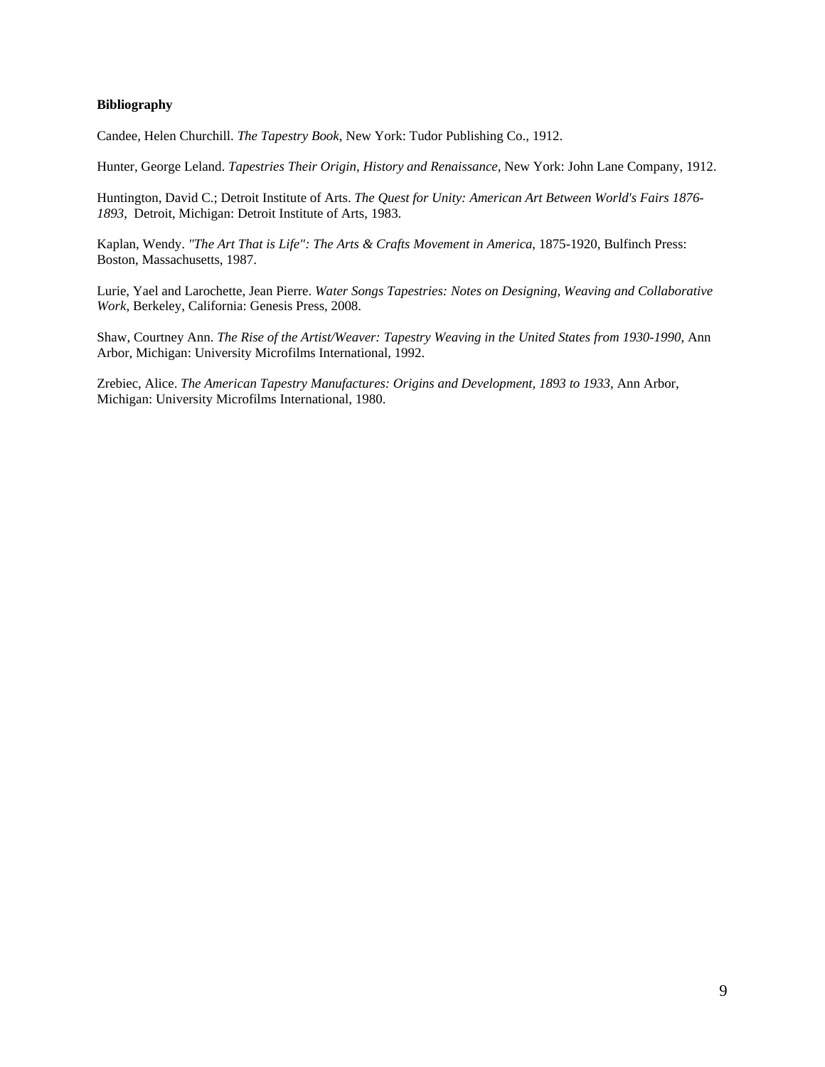**Bibliography**

Candee, Helen Churchill. *The Tapestry Book*, New York: Tudor Publishing Co., 1912.

Hunter, George Leland. *Tapestries Their Origin, History and Renaissance*, New York: John Lane Company, 1912.

Huntington, David C.; Detroit Institute of Arts. *The Quest for Unity: American Art Between World's Fairs 1876-1893*, Detroit, Michigan: Detroit Institute of Arts, 1983.

Kaplan, Wendy. *"The Art That is Life": The Arts & Crafts Movement in America*, 1875-1920, Bulfinch Press: Boston, Massachusetts, 1987.

Lurie, Yael and Larochette, Jean Pierre. *Water Songs Tapestries: Notes on Designing, Weaving and Collaborative Work*, Berkeley, California: Genesis Press, 2008.

Shaw, Courtney Ann. *The Rise of the Artist/Weaver: Tapestry Weaving in the United States from 1930-1990*, Ann Arbor, Michigan: University Microfilms International, 1992.

Zrebiec, Alice. *The American Tapestry Manufactures: Origins and Development, 1893 to 1933*, Ann Arbor, Michigan: University Microfilms International, 1980.